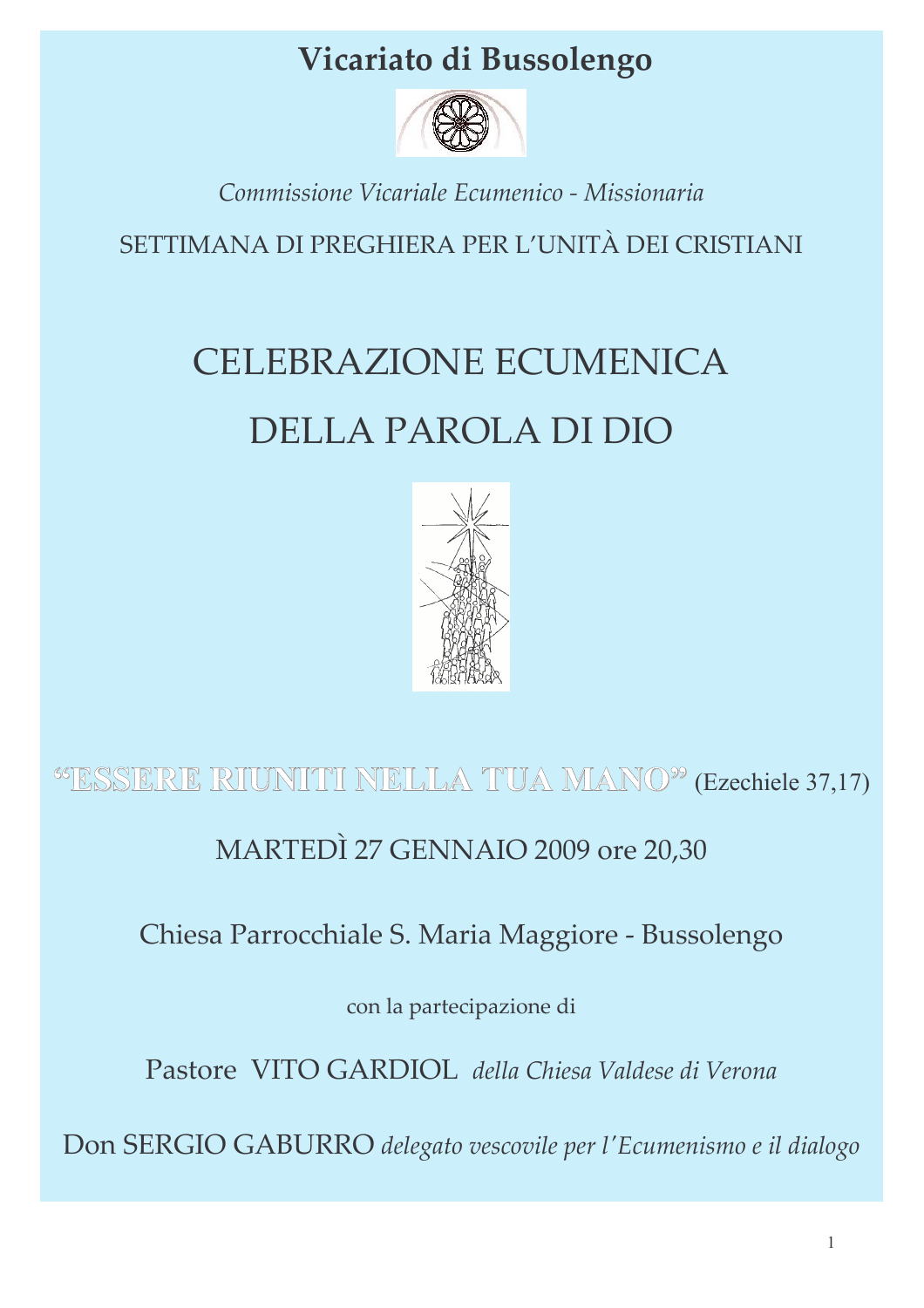# Vicariato di Bussolengo

*Commissione Vicariale Ecumenico - Missionaria*

SETTIMANA DI PREGHIERA PER L'UNITÀ DEI CRISTIANI

# CELEBRAZIONE ECUMENICA DELLA PAROLA DI DIO

**"ESSERE RIUNITI NELLA TUA MANO"** (Ezechiele 37,17)

MARTEDÌ 27 GENNAIO 2009 ore 20,30

Chiesa Parrocchiale S. Maria Maggiore - Bussolengo

con la partecipazione di

Pastore VITO GARDIOL *della Chiesa Valdese di Verona*

Don SERGIO GABURRO *delegato vescovile per l'Ecumenismo e il dialogo*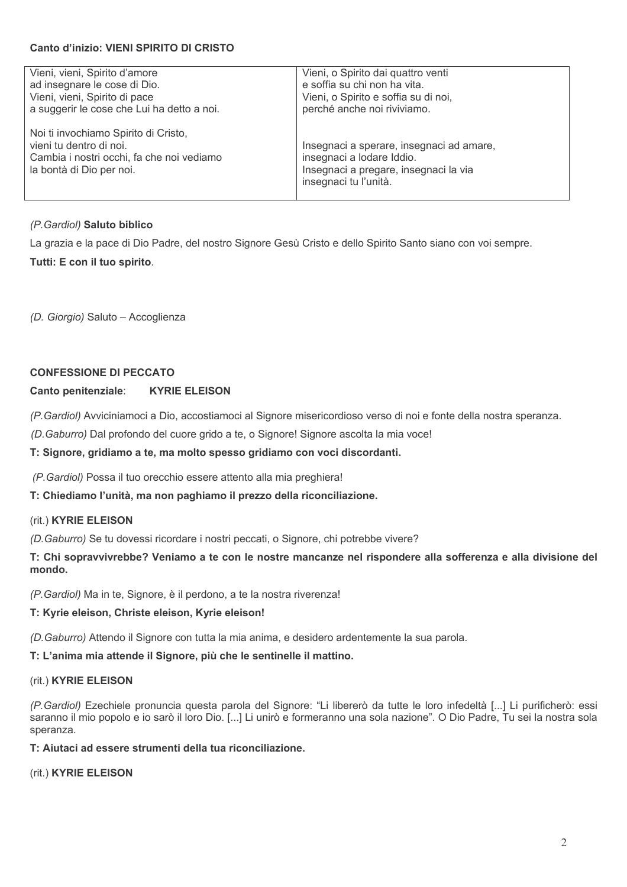**Canto d'inizio: VIENI SPIRITO DI CRISTO**

| | |
|---|---|
| Vieni, vieni, Spirito d'amore<br>ad insegnare le cose di Dio.<br>Vieni, vieni, Spirito di pace<br>a suggerir le cose che Lui ha detto a noi.<br><br>Noi ti invochiamo Spirito di Cristo,<br>vieni tu dentro di noi.<br>Cambia i nostri occhi, fa che noi vediamo<br>la bontà di Dio per noi. | Vieni, o Spirito dai quattro venti<br>e soffia su chi non ha vita.<br>Vieni, o Spirito e soffia su di noi,<br>perché anche noi riviviamo.<br><br>Insegnaci a sperare, insegnaci ad amare,<br>insegnaci a lodare Iddio.<br>Insegnaci a pregare, insegnaci la via<br>insegnaci tu l'unità. |

*(P.Gardiol)* **Saluto biblico**

La grazia e la pace di Dio Padre, del nostro Signore Gesù Cristo e dello Spirito Santo siano con voi sempre.

**Tutti: E con il tuo spirito**.

*(D. Giorgio)* Saluto – Accoglienza

**CONFESSIONE DI PECCATO**

**Canto penitenziale**: **KYRIE ELEISON**

*(P.Gardiol)* Avviciniamoci a Dio, accostiamoci al Signore misericordioso verso di noi e fonte della nostra speranza.

*(D.Gaburro)* Dal profondo del cuore grido a te, o Signore! Signore ascolta la mia voce!

**T: Signore, gridiamo a te, ma molto spesso gridiamo con voci discordanti.**

*(P.Gardiol)* Possa il tuo orecchio essere attento alla mia preghiera!

**T: Chiediamo l'unità, ma non paghiamo il prezzo della riconciliazione.**

(rit.) **KYRIE ELEISON**

*(D.Gaburro)* Se tu dovessi ricordare i nostri peccati, o Signore, chi potrebbe vivere?

**T: Chi sopravvivrebbe? Veniamo a te con le nostre mancanze nel rispondere alla sofferenza e alla divisione del mondo.**

*(P.Gardiol)* Ma in te, Signore, è il perdono, a te la nostra riverenza!

**T: Kyrie eleison, Christe eleison, Kyrie eleison!**

*(D.Gaburro)* Attendo il Signore con tutta la mia anima, e desidero ardentemente la sua parola.

**T: L'anima mia attende il Signore, più che le sentinelle il mattino.**

(rit.) **KYRIE ELEISON**

*(P.Gardiol)* Ezechiele pronuncia questa parola del Signore: "Li libererò da tutte le loro infedeltà [...] Li purificherò: essi saranno il mio popolo e io sarò il loro Dio. [...] Li unirò e formeranno una sola nazione". O Dio Padre, Tu sei la nostra sola speranza.

**T: Aiutaci ad essere strumenti della tua riconciliazione.**

(rit.) **KYRIE ELEISON**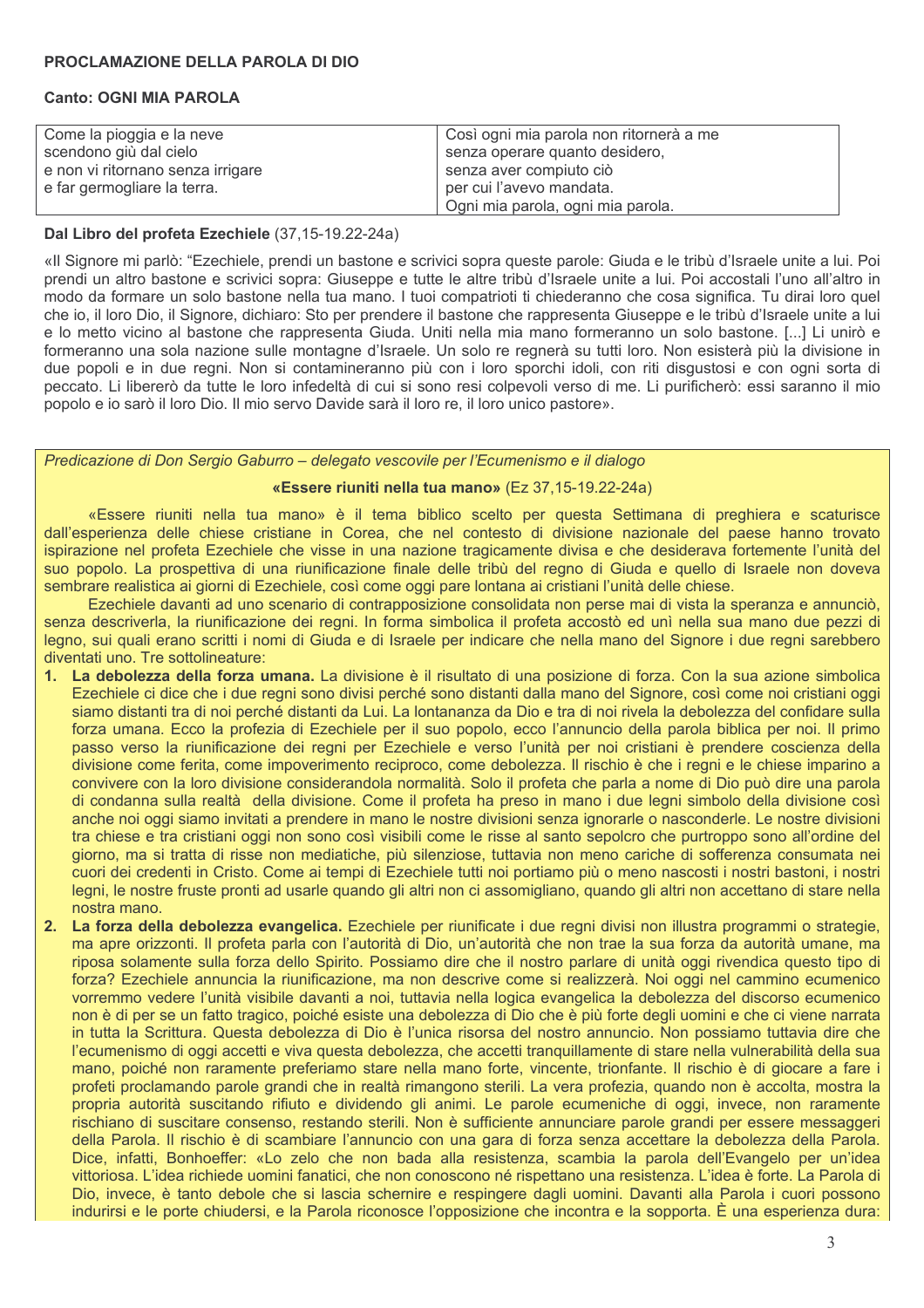**PROCLAMAZIONE DELLA PAROLA DI DIO**

**Canto: OGNI MIA PAROLA**

| Come la pioggia e la neve<br>scendono giù dal cielo<br>e non vi ritornano senza irrigare<br>e far germogliare la terra. | Così ogni mia parola non ritornerà a me<br>senza operare quanto desidero,<br>senza aver compiuto ciò<br>per cui l'avevo mandata.<br>Ogni mia parola, ogni mia parola. |
|---|---|

**Dal Libro del profeta Ezechiele** (37,15-19.22-24a)

«Il Signore mi parlò: "Ezechiele, prendi un bastone e scrivici sopra queste parole: Giuda e le tribù d'Israele unite a lui. Poi prendi un altro bastone e scrivici sopra: Giuseppe e tutte le altre tribù d'Israele unite a lui. Poi accostali l'uno all'altro in modo da formare un solo bastone nella tua mano. I tuoi compatrioti ti chiederanno che cosa significa. Tu dirai loro quel che io, il loro Dio, il Signore, dichiaro: Sto per prendere il bastone che rappresenta Giuseppe e le tribù d'Israele unite a lui e lo metto vicino al bastone che rappresenta Giuda. Uniti nella mia mano formeranno un solo bastone. [...] Li unirò e formeranno una sola nazione sulle montagne d'Israele. Un solo re regnerà su tutti loro. Non esisterà più la divisione in due popoli e in due regni. Non si contamineranno più con i loro sporchi idoli, con riti disgustosi e con ogni sorta di peccato. Li libererò da tutte le loro infedeltà di cui si sono resi colpevoli verso di me. Li purificherò: essi saranno il mio popolo e io sarò il loro Dio. Il mio servo Davide sarà il loro re, il loro unico pastore».

*Predicazione di Don Sergio Gaburro – delegato vescovile per l'Ecumenismo e il dialogo*

**«Essere riuniti nella tua mano»** (Ez 37,15-19.22-24a)

«Essere riuniti nella tua mano» è il tema biblico scelto per questa Settimana di preghiera e scaturisce dall'esperienza delle chiese cristiane in Corea, che nel contesto di divisione nazionale del paese hanno trovato ispirazione nel profeta Ezechiele che visse in una nazione tragicamente divisa e che desiderava fortemente l'unità del suo popolo. La prospettiva di una riunificazione finale delle tribù del regno di Giuda e quello di Israele non doveva sembrare realistica ai giorni di Ezechiele, così come oggi pare lontana ai cristiani l'unità delle chiese.

Ezechiele davanti ad uno scenario di contrapposizione consolidata non perse mai di vista la speranza e annunciò, senza descriverla, la riunificazione dei regni. In forma simbolica il profeta accostò ed unì nella sua mano due pezzi di legno, sui quali erano scritti i nomi di Giuda e di Israele per indicare che nella mano del Signore i due regni sarebbero diventati uno. Tre sottolineature:

1. **La debolezza della forza umana.** La divisione è il risultato di una posizione di forza. Con la sua azione simbolica Ezechiele ci dice che i due regni sono divisi perché sono distanti dalla mano del Signore, così come noi cristiani oggi siamo distanti tra di noi perché distanti da Lui. La lontananza da Dio e tra di noi rivela la debolezza del confidare sulla forza umana. Ecco la profezia di Ezechiele per il suo popolo, ecco l'annuncio della parola biblica per noi. Il primo passo verso la riunificazione dei regni per Ezechiele e verso l'unità per noi cristiani è prendere coscienza della divisione come ferita, come impoverimento reciproco, come debolezza. Il rischio è che i regni e le chiese imparino a convivere con la loro divisione considerandola normalità. Solo il profeta che parla a nome di Dio può dire una parola di condanna sulla realtà della divisione. Come il profeta ha preso in mano i due legni simbolo della divisione così anche noi oggi siamo invitati a prendere in mano le nostre divisioni senza ignorarle o nasconderle. Le nostre divisioni tra chiese e tra cristiani oggi non sono così visibili come le risse al santo sepolcro che purtroppo sono all'ordine del giorno, ma si tratta di risse non mediatiche, più silenziose, tuttavia non meno cariche di sofferenza consumata nei cuori dei credenti in Cristo. Come ai tempi di Ezechiele tutti noi portiamo più o meno nascosti i nostri bastoni, i nostri legni, le nostre fruste pronti ad usarle quando gli altri non ci assomigliano, quando gli altri non accettano di stare nella nostra mano.
2. **La forza della debolezza evangelica.** Ezechiele per riunificate i due regni divisi non illustra programmi o strategie, ma apre orizzonti. Il profeta parla con l'autorità di Dio, un'autorità che non trae la sua forza da autorità umane, ma riposa solamente sulla forza dello Spirito. Possiamo dire che il nostro parlare di unità oggi rivendica questo tipo di forza? Ezechiele annuncia la riunificazione, ma non descrive come si realizzerà. Noi oggi nel cammino ecumenico vorremmo vedere l'unità visibile davanti a noi, tuttavia nella logica evangelica la debolezza del discorso ecumenico non è di per se un fatto tragico, poiché esiste una debolezza di Dio che è più forte degli uomini e che ci viene narrata in tutta la Scrittura. Questa debolezza di Dio è l'unica risorsa del nostro annuncio. Non possiamo tuttavia dire che l'ecumenismo di oggi accetti e viva questa debolezza, che accetti tranquillamente di stare nella vulnerabilità della sua mano, poiché non raramente preferiamo stare nella mano forte, vincente, trionfante. Il rischio è di giocare a fare i profeti proclamando parole grandi che in realtà rimangono sterili. La vera profezia, quando non è accolta, mostra la propria autorità suscitando rifiuto e dividendo gli animi. Le parole ecumeniche di oggi, invece, non raramente rischiano di suscitare consenso, restando sterili. Non è sufficiente annunciare parole grandi per essere messaggeri della Parola. Il rischio è di scambiare l'annuncio con una gara di forza senza accettare la debolezza della Parola. Dice, infatti, Bonhoeffer: «Lo zelo che non bada alla resistenza, scambia la parola dell'Evangelo per un'idea vittoriosa. L'idea richiede uomini fanatici, che non conoscono né rispettano una resistenza. L'idea è forte. La Parola di Dio, invece, è tanto debole che si lascia schernire e respingere dagli uomini. Davanti alla Parola i cuori possono indurirsi e le porte chiudersi, e la Parola riconosce l'opposizione che incontra e la sopporta. È una esperienza dura: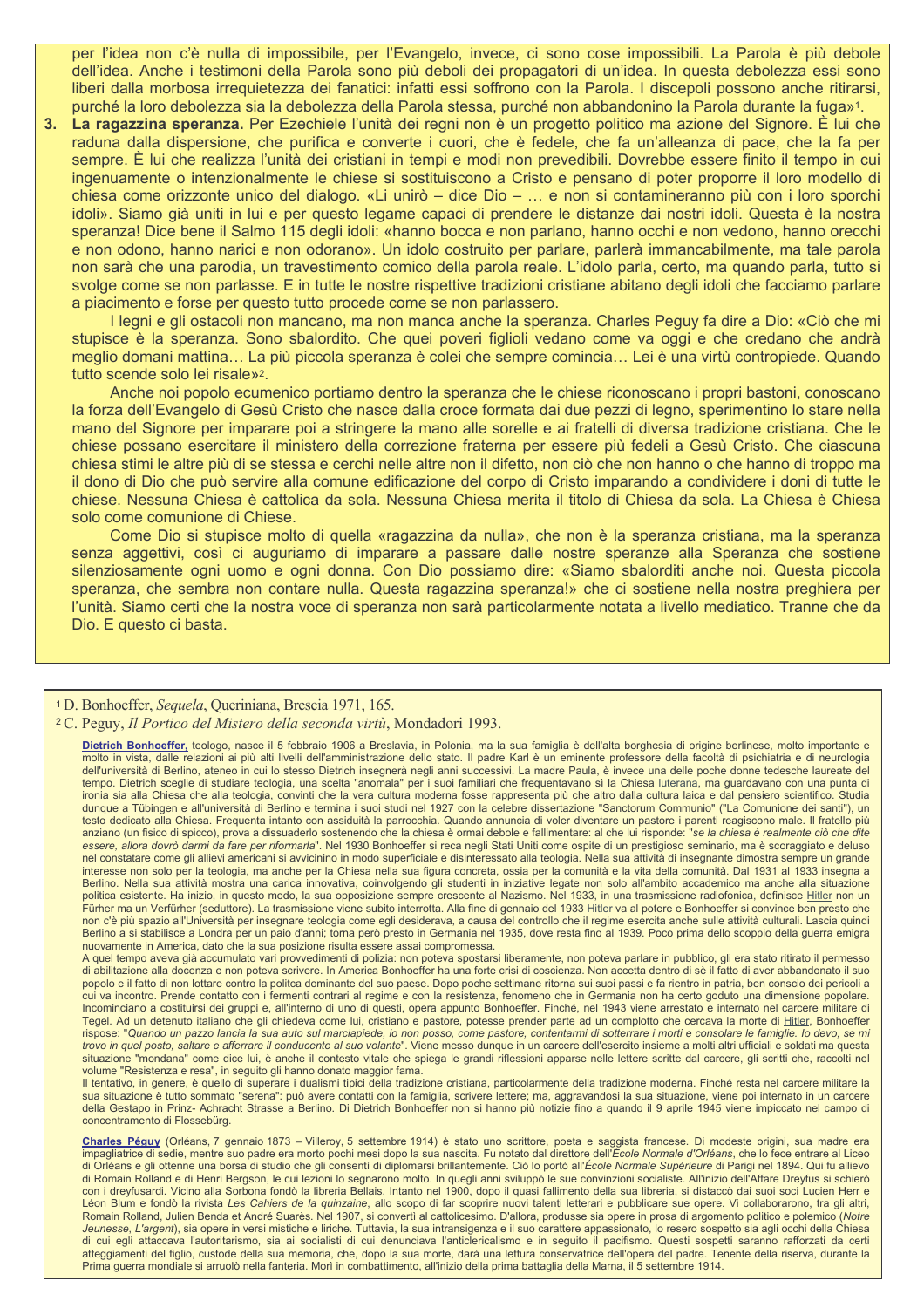per l'idea non c'è nulla di impossibile, per l'Evangelo, invece, ci sono cose impossibili. La Parola è più debole dell'idea. Anche i testimoni della Parola sono più deboli dei propagatori di un'idea. In questa debolezza essi sono liberi dalla morbosa irrequietezza dei fanatici: infatti essi soffrono con la Parola. I discepoli possono anche ritirarsi, purché la loro debolezza sia la debolezza della Parola stessa, purché non abbandonino la Parola durante la fuga»[1].

3. **La ragazzina speranza.** Per Ezechiele l'unità dei regni non è un progetto politico ma azione del Signore. È lui che raduna dalla dispersione, che purifica e converte i cuori, che è fedele, che fa un'alleanza di pace, che la fa per sempre. È lui che realizza l'unità dei cristiani in tempi e modi non prevedibili. Dovrebbe essere finito il tempo in cui ingenuamente o intenzionalmente le chiese si sostituiscono a Cristo e pensano di poter proporre il loro modello di chiesa come orizzonte unico del dialogo. «Li unirò – dice Dio – … e non si contamineranno più con i loro sporchi idoli». Siamo già uniti in lui e per questo legame capaci di prendere le distanze dai nostri idoli. Questa è la nostra speranza! Dice bene il Salmo 115 degli idoli: «hanno bocca e non parlano, hanno occhi e non vedono, hanno orecchi e non odono, hanno narici e non odorano». Un idolo costruito per parlare, parlerà immancabilmente, ma tale parola non sarà che una parodia, un travestimento comico della parola reale. L'idolo parla, certo, ma quando parla, tutto si svolge come se non parlasse. E in tutte le nostre rispettive tradizioni cristiane abitano degli idoli che facciamo parlare a piacimento e forse per questo tutto procede come se non parlassero.

   I legni e gli ostacoli non mancano, ma non manca anche la speranza. Charles Peguy fa dire a Dio: «Ciò che mi stupisce è la speranza. Sono sbalordito. Che quei poveri figlioli vedano come va oggi e che credano che andrà meglio domani mattina… La più piccola speranza è colei che sempre comincia… Lei è una virtù contropiede. Quando tutto scende solo lei risale»[2].

   Anche noi popolo ecumenico portiamo dentro la speranza che le chiese riconoscano i propri bastoni, conoscano la forza dell'Evangelo di Gesù Cristo che nasce dalla croce formata dai due pezzi di legno, sperimentino lo stare nella mano del Signore per imparare poi a stringere la mano alle sorelle e ai fratelli di diversa tradizione cristiana. Che le chiese possano esercitare il ministero della correzione fraterna per essere più fedeli a Gesù Cristo. Che ciascuna chiesa stimi le altre più di se stessa e cerchi nelle altre non il difetto, non ciò che non hanno o che hanno di troppo ma il dono di Dio che può servire alla comune edificazione del corpo di Cristo imparando a condividere i doni di tutte le chiese. Nessuna Chiesa è cattolica da sola. Nessuna Chiesa merita il titolo di Chiesa da sola. La Chiesa è Chiesa solo come comunione di Chiese.

   Come Dio si stupisce molto di quella «ragazzina da nulla», che non è la speranza cristiana, ma la speranza senza aggettivi, così ci auguriamo di imparare a passare dalle nostre speranze alla Speranza che sostiene silenziosamente ogni uomo e ogni donna. Con Dio possiamo dire: «Siamo sbalorditi anche noi. Questa piccola speranza, che sembra non contare nulla. Questa ragazzina speranza!» che ci sostiene nella nostra preghiera per l'unità. Siamo certi che la nostra voce di speranza non sarà particolarmente notata a livello mediatico. Tranne che da Dio. E questo ci basta.

---

[1] D. Bonhoeffer, *Sequela*, Queriniana, Brescia 1971, 165.

[2] C. Peguy, *Il Portico del Mistero della seconda virtù*, Mondadori 1993.

**Dietrich Bonhoeffer,** teologo, nasce il 5 febbraio 1906 a Breslavia, in Polonia, ma la sua famiglia è dell'alta borghesia di origine berlinese, molto importante e molto in vista, dalle relazioni ai più alti livelli dell'amministrazione dello stato. Il padre Karl è un eminente professore della facoltà di psichiatria e di neurologia dell'università di Berlino, ateneo in cui lo stesso Dietrich insegnerà negli anni successivi. La madre Paula, è invece una delle poche donne tedesche laureate del tempo. Dietrich sceglie di studiare teologia, una scelta "anomala" per i suoi familiari che frequentavano sì la Chiesa luterana, ma guardavano con una punta di ironia sia alla Chiesa che alla teologia, convinti che la vera cultura moderna fosse rappresenta più che altro dalla cultura laica e dal pensiero scientifico. Studia dunque a Tübingen e all'università di Berlino e termina i suoi studi nel 1927 con la celebre dissertazione "Sanctorum Communio" ("La Comunione dei santi"), un testo dedicato alla Chiesa. Frequenta intanto con assiduità la parrocchia. Quando annuncia di voler diventare un pastore i parenti reagiscono male. Il fratello più anziano (un fisico di spicco), prova a dissuaderlo sostenendo che la chiesa è ormai debole e fallimentare: al che lui risponde: "*se la chiesa è realmente ciò che dite essere, allora dovrò darmi da fare per riformarla*". Nel 1930 Bonhoeffer si reca negli Stati Uniti come ospite di un prestigioso seminario, ma è scoraggiato e deluso nel constatare come gli allievi americani si avvicinino in modo superficiale e disinteressato alla teologia. Nella sua attività di insegnante dimostra sempre un grande interesse non solo per la teologia, ma anche per la Chiesa nella sua figura concreta, ossia per la comunità e la vita della comunità. Dal 1931 al 1933 insegna a Berlino. Nella sua attività mostra una carica innovativa, coinvolgendo gli studenti in iniziative legate non solo all'ambito accademico ma anche alla situazione politica esistente. Ha inizio, in questo modo, la sua opposizione sempre crescente al Nazismo. Nel 1933, in una trasmissione radiofonica, definisce Hitler non un Fürher ma un Verführer (seduttore). La trasmissione viene subito interrotta. Alla fine di gennaio del 1933 Hitler va al potere e Bonhoeffer si convince ben presto che non c'è più spazio all'Università per insegnare teologia come egli desiderava, a causa del controllo che il regime esercita anche sulle attività culturali. Lascia quindi Berlino a si stabilisce a Londra per un paio d'anni; torna però presto in Germania nel 1935, dove resta fino al 1939. Poco prima dello scoppio della guerra emigra nuovamente in America, dato che la sua posizione risulta essere assai compromessa.

A quel tempo aveva già accumulato vari provvedimenti di polizia: non poteva spostarsi liberamente, non poteva parlare in pubblico, gli era stato ritirato il permesso di abilitazione alla docenza e non poteva scrivere. In America Bonhoeffer ha una forte crisi di coscienza. Non accetta dentro di sè il fatto di aver abbandonato il suo popolo e il fatto di non lottare contro la politca dominante del suo paese. Dopo poche settimane ritorna sui suoi passi e fa rientro in patria, ben conscio dei pericoli a cui va incontro. Prende contatto con i fermenti contrari al regime e con la resistenza, fenomeno che in Germania non ha certo goduto una dimensione popolare. Incominciano a costituirsi dei gruppi e, all'interno di uno di questi, opera appunto Bonhoeffer. Finché, nel 1943 viene arrestato e internato nel carcere militare di Tegel. Ad un detenuto italiano che gli chiedeva come lui, cristiano e pastore, potesse prender parte ad un complotto che cercava la morte di Hitler, Bonhoeffer rispose: "*Quando un pazzo lancia la sua auto sul marciapiede, io non posso, come pastore, contentarmi di sotterrare i morti e consolare le famiglie. Io devo, se mi trovo in quel posto, saltare e afferrare il conducente al suo volante*". Viene messo dunque in un carcere dell'esercito insieme a molti altri ufficiali e soldati ma questa situazione "mondana" come dice lui, è anche il contesto vitale che spiega le grandi riflessioni apparse nelle lettere scritte dal carcere, gli scritti che, raccolti nel volume "Resistenza e resa", in seguito gli hanno donato maggior fama.

Il tentativo, in genere, è quello di superare i dualismi tipici della tradizione cristiana, particolarmente della tradizione moderna. Finché resta nel carcere militare la sua situazione è tutto sommato "serena": può avere contatti con la famiglia, scrivere lettere; ma, aggravandosi la sua situazione, viene poi internato in un carcere della Gestapo in Prinz- Achracht Strasse a Berlino. Di Dietrich Bonhoeffer non si hanno più notizie fino a quando il 9 aprile 1945 viene impiccato nel campo di concentramento di Flossebürg.

**Charles Péguy** (Orléans, 7 gennaio 1873 – Villeroy, 5 settembre 1914) è stato uno scrittore, poeta e saggista francese. Di modeste origini, sua madre era impagliatrice di sedie, mentre suo padre era morto pochi mesi dopo la sua nascita. Fu notato dal direttore dell'*École Normale d'Orléans*, che lo fece entrare al Liceo di Orléans e gli ottenne una borsa di studio che gli consentì di diplomarsi brillantemente. Ciò lo portò all'*École Normale Supérieure* di Parigi nel 1894. Qui fu allievo di Romain Rolland e di Henri Bergson, le cui lezioni lo segnarono molto. In quegli anni sviluppò le sue convinzioni socialiste. All'inizio dell'Affare Dreyfus si schierò con i dreyfusardi. Vicino alla Sorbona fondò la libreria Bellais. Intanto nel 1900, dopo il quasi fallimento della sua libreria, si distaccò dai suoi soci Lucien Herr e Léon Blum e fondò la rivista *Les Cahiers de la quinzaine*, allo scopo di far scoprire nuovi talenti letterari e pubblicare sue opere. Vi collaborarono, tra gli altri, Romain Rolland, Julien Benda et André Suarès. Nel 1907, si convertì al cattolicesimo. D'allora, produsse sia opere in prosa di argomento politico e polemico (*Notre Jeunesse*, *L'argent*), sia opere in versi mistiche e liriche. Tuttavia, la sua intransigenza e il suo carattere appassionato, lo resero sospetto sia agli occhi della Chiesa di cui egli attaccava l'autoritarismo, sia ai socialisti di cui denunciava l'anticlericalismo e in seguito il pacifismo. Questi sospetti saranno rafforzati da certi atteggiamenti del figlio, custode della sua memoria, che, dopo la sua morte, darà una lettura conservatrice dell'opera del padre. Tenente della riserva, durante la Prima guerra mondiale si arruolò nella fanteria. Morì in combattimento, all'inizio della prima battaglia della Marna, il 5 settembre 1914.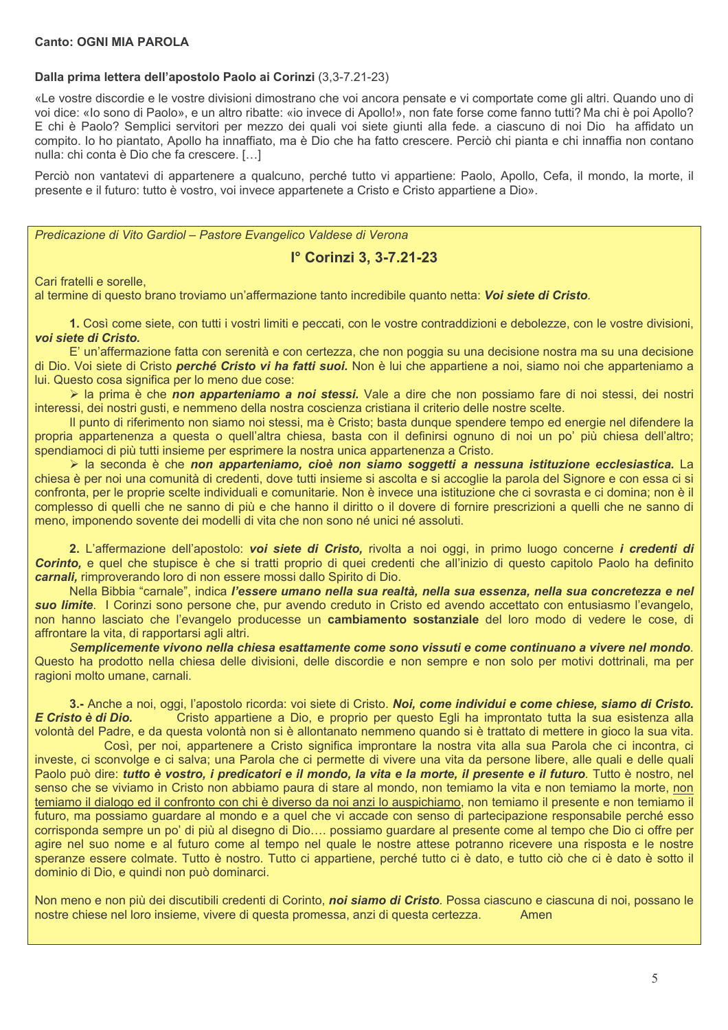**Canto: OGNI MIA PAROLA**

**Dalla prima lettera dell'apostolo Paolo ai Corinzi** (3,3-7.21-23)

«Le vostre discordie e le vostre divisioni dimostrano che voi ancora pensate e vi comportate come gli altri. Quando uno di voi dice: «Io sono di Paolo», e un altro ribatte: «io invece di Apollo!», non fate forse come fanno tutti? Ma chi è poi Apollo? E chi è Paolo? Semplici servitori per mezzo dei quali voi siete giunti alla fede. a ciascuno di noi Dio ha affidato un compito. Io ho piantato, Apollo ha innaffiato, ma è Dio che ha fatto crescere. Perciò chi pianta e chi innaffia non contano nulla: chi conta è Dio che fa crescere. […]

Perciò non vantatevi di appartenere a qualcuno, perché tutto vi appartiene: Paolo, Apollo, Cefa, il mondo, la morte, il presente e il futuro: tutto è vostro, voi invece appartenete a Cristo e Cristo appartiene a Dio».

*Predicazione di Vito Gardiol – Pastore Evangelico Valdese di Verona*

## I° Corinzi 3, 3-7.21-23

Cari fratelli e sorelle,
al termine di questo brano troviamo un'affermazione tanto incredibile quanto netta: ***Voi siete di Cristo***.

**1.** Così come siete, con tutti i vostri limiti e peccati, con le vostre contraddizioni e debolezze, con le vostre divisioni, ***voi siete di Cristo.***

E' un'affermazione fatta con serenità e con certezza, che non poggia su una decisione nostra ma su una decisione di Dio. Voi siete di Cristo ***perché Cristo vi ha fatti suoi.*** Non è lui che appartiene a noi, siamo noi che apparteniamo a lui. Questo cosa significa per lo meno due cose:

- la prima è che ***non apparteniamo a noi stessi.*** Vale a dire che non possiamo fare di noi stessi, dei nostri interessi, dei nostri gusti, e nemmeno della nostra coscienza cristiana il criterio delle nostre scelte.

Il punto di riferimento non siamo noi stessi, ma è Cristo; basta dunque spendere tempo ed energie nel difendere la propria appartenenza a questa o quell'altra chiesa, basta con il definirsi ognuno di noi un po' più chiesa dell'altro; spendiamoci di più tutti insieme per esprimere la nostra unica appartenenza a Cristo.

- la seconda è che ***non apparteniamo, cioè non siamo soggetti a nessuna istituzione ecclesiastica.*** La chiesa è per noi una comunità di credenti, dove tutti insieme si ascolta e si accoglie la parola del Signore e con essa ci si confronta, per le proprie scelte individuali e comunitarie. Non è invece una istituzione che ci sovrasta e ci domina; non è il complesso di quelli che ne sanno di più e che hanno il diritto o il dovere di fornire prescrizioni a quelli che ne sanno di meno, imponendo sovente dei modelli di vita che non sono né unici né assoluti.

**2.** L'affermazione dell'apostolo: ***voi siete di Cristo,*** rivolta a noi oggi, in primo luogo concerne ***i credenti di Corinto,*** e quel che stupisce è che si tratti proprio di quei credenti che all'inizio di questo capitolo Paolo ha definito ***carnali,*** rimproverando loro di non essere mossi dallo Spirito di Dio.

Nella Bibbia "carnale", indica ***l'essere umano nella sua realtà, nella sua essenza, nella sua concretezza e nel suo limite***. I Corinzi sono persone che, pur avendo creduto in Cristo ed avendo accettato con entusiasmo l'evangelo, non hanno lasciato che l'evangelo producesse un **cambiamento sostanziale** del loro modo di vedere le cose, di affrontare la vita, di rapportarsi agli altri.

***Semplicemente vivono nella chiesa esattamente come sono vissuti e come continuano a vivere nel mondo***. Questo ha prodotto nella chiesa delle divisioni, delle discordie e non sempre e non solo per motivi dottrinali, ma per ragioni molto umane, carnali.

**3.-** Anche a noi, oggi, l'apostolo ricorda: voi siete di Cristo. ***Noi, come individui e come chiese, siamo di Cristo. E Cristo è di Dio.*** Cristo appartiene a Dio, e proprio per questo Egli ha improntato tutta la sua esistenza alla volontà del Padre, e da questa volontà non si è allontanato nemmeno quando si è trattato di mettere in gioco la sua vita.

Così, per noi, appartenere a Cristo significa improntare la nostra vita alla sua Parola che ci incontra, ci investe, ci sconvolge e ci salva; una Parola che ci permette di vivere una vita da persone libere, alle quali e delle quali Paolo può dire: ***tutto è vostro, i predicatori e il mondo, la vita e la morte, il presente e il futuro***. Tutto è nostro, nel senso che se viviamo in Cristo non abbiamo paura di stare al mondo, non temiamo la vita e non temiamo la morte, <u>non temiamo il dialogo ed il confronto con chi è diverso da noi anzi lo auspichiamo</u>, non temiamo il presente e non temiamo il futuro, ma possiamo guardare al mondo e a quel che vi accade con senso di partecipazione responsabile perché esso corrisponda sempre un po' di più al disegno di Dio…. possiamo guardare al presente come al tempo che Dio ci offre per agire nel suo nome e al futuro come al tempo nel quale le nostre attese potranno ricevere una risposta e le nostre speranze essere colmate. Tutto è nostro. Tutto ci appartiene, perché tutto ci è dato, e tutto ciò che ci è dato è sotto il dominio di Dio, e quindi non può dominarci.

Non meno e non più dei discutibili credenti di Corinto, ***noi siamo di Cristo***. Possa ciascuno e ciascuna di noi, possano le nostre chiese nel loro insieme, vivere di questa promessa, anzi di questa certezza. Amen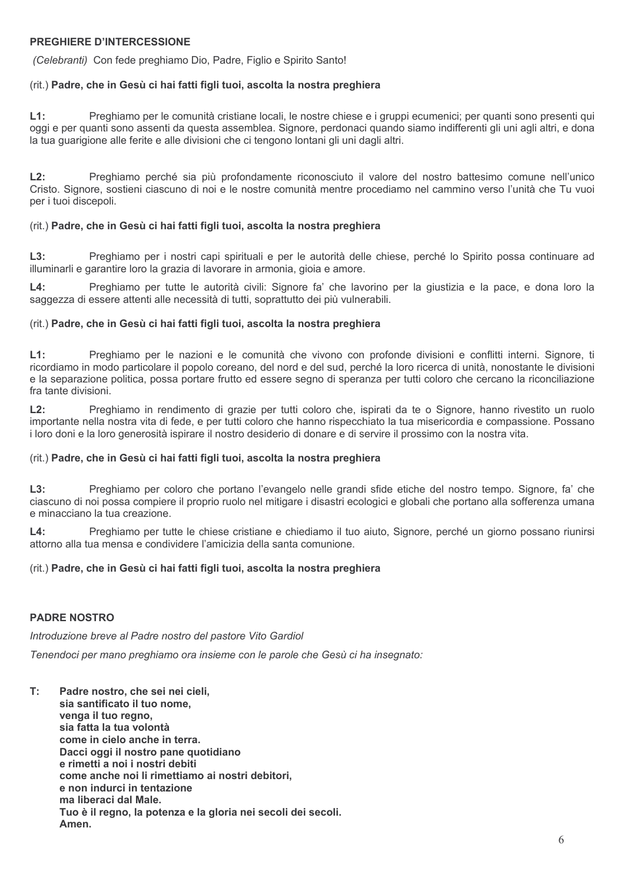**PREGHIERE D'INTERCESSIONE**

*(Celebranti)* Con fede preghiamo Dio, Padre, Figlio e Spirito Santo!

(rit.) **Padre, che in Gesù ci hai fatti figli tuoi, ascolta la nostra preghiera**

**L1:** Preghiamo per le comunità cristiane locali, le nostre chiese e i gruppi ecumenici; per quanti sono presenti qui oggi e per quanti sono assenti da questa assemblea. Signore, perdonaci quando siamo indifferenti gli uni agli altri, e dona la tua guarigione alle ferite e alle divisioni che ci tengono lontani gli uni dagli altri.

**L2:** Preghiamo perché sia più profondamente riconosciuto il valore del nostro battesimo comune nell'unico Cristo. Signore, sostieni ciascuno di noi e le nostre comunità mentre procediamo nel cammino verso l'unità che Tu vuoi per i tuoi discepoli.

(rit.) **Padre, che in Gesù ci hai fatti figli tuoi, ascolta la nostra preghiera**

**L3:** Preghiamo per i nostri capi spirituali e per le autorità delle chiese, perché lo Spirito possa continuare ad illuminarli e garantire loro la grazia di lavorare in armonia, gioia e amore.

**L4:** Preghiamo per tutte le autorità civili: Signore fa' che lavorino per la giustizia e la pace, e dona loro la saggezza di essere attenti alle necessità di tutti, soprattutto dei più vulnerabili.

(rit.) **Padre, che in Gesù ci hai fatti figli tuoi, ascolta la nostra preghiera**

**L1:** Preghiamo per le nazioni e le comunità che vivono con profonde divisioni e conflitti interni. Signore, ti ricordiamo in modo particolare il popolo coreano, del nord e del sud, perché la loro ricerca di unità, nonostante le divisioni e la separazione politica, possa portare frutto ed essere segno di speranza per tutti coloro che cercano la riconciliazione fra tante divisioni.

**L2:** Preghiamo in rendimento di grazie per tutti coloro che, ispirati da te o Signore, hanno rivestito un ruolo importante nella nostra vita di fede, e per tutti coloro che hanno rispecchiato la tua misericordia e compassione. Possano i loro doni e la loro generosità ispirare il nostro desiderio di donare e di servire il prossimo con la nostra vita.

(rit.) **Padre, che in Gesù ci hai fatti figli tuoi, ascolta la nostra preghiera**

**L3:** Preghiamo per coloro che portano l'evangelo nelle grandi sfide etiche del nostro tempo. Signore, fa' che ciascuno di noi possa compiere il proprio ruolo nel mitigare i disastri ecologici e globali che portano alla sofferenza umana e minacciano la tua creazione.

**L4:** Preghiamo per tutte le chiese cristiane e chiediamo il tuo aiuto, Signore, perché un giorno possano riunirsi attorno alla tua mensa e condividere l'amicizia della santa comunione.

(rit.) **Padre, che in Gesù ci hai fatti figli tuoi, ascolta la nostra preghiera**

**PADRE NOSTRO**

*Introduzione breve al Padre nostro del pastore Vito Gardiol*

*Tenendoci per mano preghiamo ora insieme con le parole che Gesù ci ha insegnato:*

**T:** **Padre nostro, che sei nei cieli,**
**sia santificato il tuo nome,**
**venga il tuo regno,**
**sia fatta la tua volontà**
**come in cielo anche in terra.**
**Dacci oggi il nostro pane quotidiano**
**e rimetti a noi i nostri debiti**
**come anche noi li rimettiamo ai nostri debitori,**
**e non indurci in tentazione**
**ma liberaci dal Male.**
**Tuo è il regno, la potenza e la gloria nei secoli dei secoli.**
**Amen.**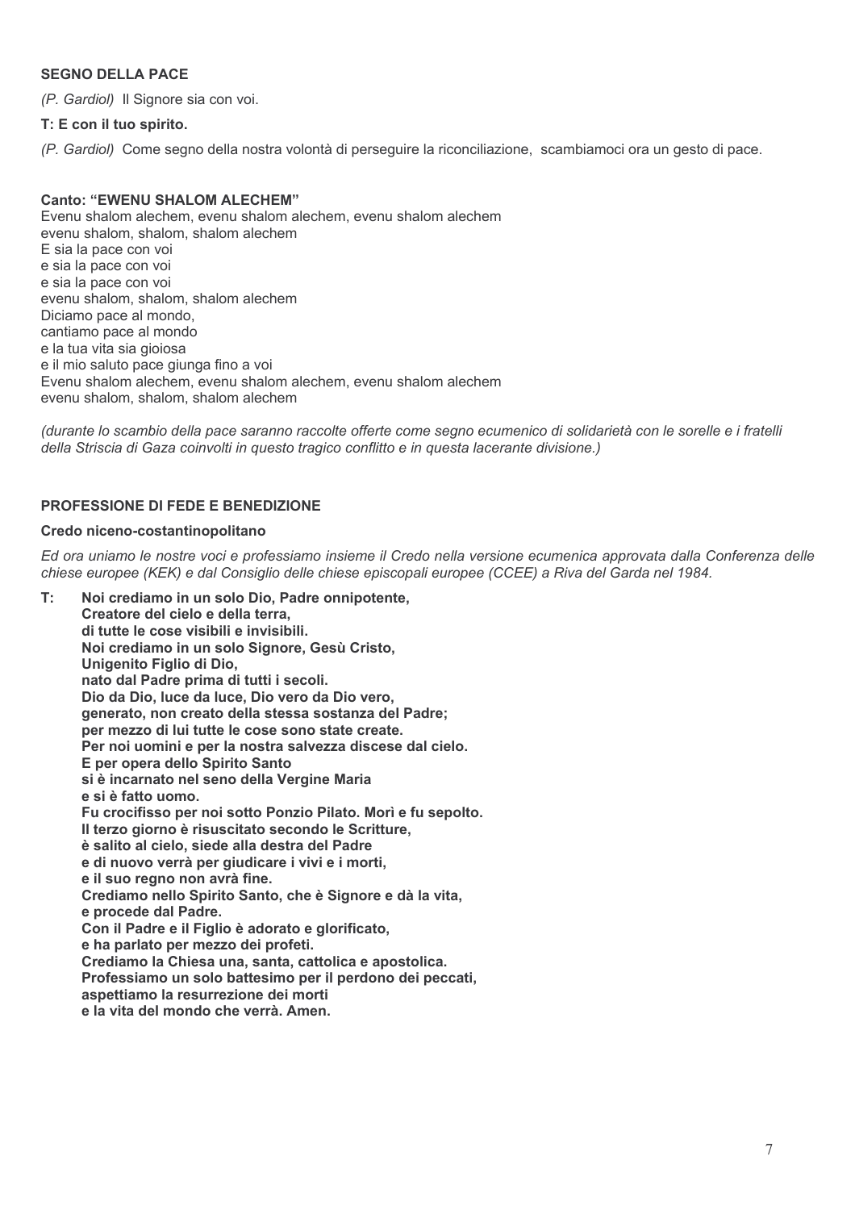**SEGNO DELLA PACE**

*(P. Gardiol)* Il Signore sia con voi.

**T: E con il tuo spirito.**

*(P. Gardiol)* Come segno della nostra volontà di perseguire la riconciliazione, scambiamoci ora un gesto di pace.

**Canto: "EWENU SHALOM ALECHEM"**

Evenu shalom alechem, evenu shalom alechem, evenu shalom alechem
evenu shalom, shalom, shalom alechem
E sia la pace con voi
e sia la pace con voi
e sia la pace con voi
evenu shalom, shalom, shalom alechem
Diciamo pace al mondo,
cantiamo pace al mondo
e la tua vita sia gioiosa
e il mio saluto pace giunga fino a voi
Evenu shalom alechem, evenu shalom alechem, evenu shalom alechem
evenu shalom, shalom, shalom alechem

*(durante lo scambio della pace saranno raccolte offerte come segno ecumenico di solidarietà con le sorelle e i fratelli della Striscia di Gaza coinvolti in questo tragico conflitto e in questa lacerante divisione.)*

**PROFESSIONE DI FEDE E BENEDIZIONE**

**Credo niceno-costantinopolitano**

*Ed ora uniamo le nostre voci e professiamo insieme il Credo nella versione ecumenica approvata dalla Conferenza delle chiese europee (KEK) e dal Consiglio delle chiese episcopali europee (CCEE) a Riva del Garda nel 1984.*

**T: Noi crediamo in un solo Dio, Padre onnipotente,
Creatore del cielo e della terra,
di tutte le cose visibili e invisibili.
Noi crediamo in un solo Signore, Gesù Cristo,
Unigenito Figlio di Dio,
nato dal Padre prima di tutti i secoli.
Dio da Dio, luce da luce, Dio vero da Dio vero,
generato, non creato della stessa sostanza del Padre;
per mezzo di lui tutte le cose sono state create.
Per noi uomini e per la nostra salvezza discese dal cielo.
E per opera dello Spirito Santo
si è incarnato nel seno della Vergine Maria
e si è fatto uomo.
Fu crocifisso per noi sotto Ponzio Pilato. Morì e fu sepolto.
Il terzo giorno è risuscitato secondo le Scritture,
è salito al cielo, siede alla destra del Padre
e di nuovo verrà per giudicare i vivi e i morti,
e il suo regno non avrà fine.
Crediamo nello Spirito Santo, che è Signore e dà la vita,
e procede dal Padre.
Con il Padre e il Figlio è adorato e glorificato,
e ha parlato per mezzo dei profeti.
Crediamo la Chiesa una, santa, cattolica e apostolica.
Professiamo un solo battesimo per il perdono dei peccati,
aspettiamo la resurrezione dei morti
e la vita del mondo che verrà. Amen.**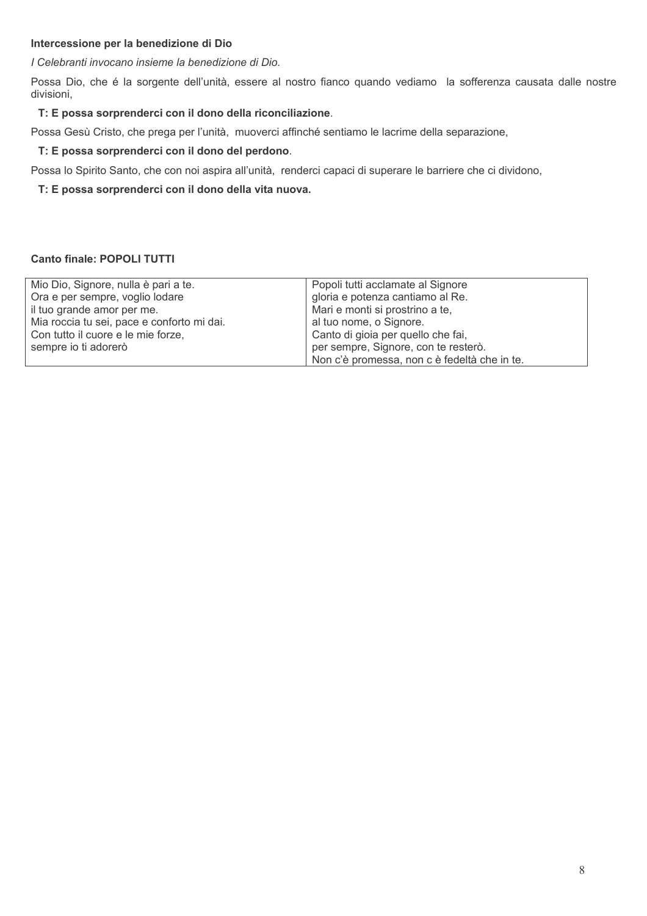**Intercessione per la benedizione di Dio**

*I Celebranti invocano insieme la benedizione di Dio.*

Possa Dio, che é la sorgente dell'unità, essere al nostro fianco quando vediamo la sofferenza causata dalle nostre divisioni,

**T: E possa sorprenderci con il dono della riconciliazione**.

Possa Gesù Cristo, che prega per l'unità, muoverci affinché sentiamo le lacrime della separazione,

**T: E possa sorprenderci con il dono del perdono**.

Possa lo Spirito Santo, che con noi aspira all'unità, renderci capaci di superare le barriere che ci dividono,

**T: E possa sorprenderci con il dono della vita nuova.**

**Canto finale: POPOLI TUTTI**

| | |
|---|---|
| Mio Dio, Signore, nulla è pari a te.<br>Ora e per sempre, voglio lodare<br>il tuo grande amor per me.<br>Mia roccia tu sei, pace e conforto mi dai.<br>Con tutto il cuore e le mie forze,<br>sempre io ti adorerò | Popoli tutti acclamate al Signore<br>gloria e potenza cantiamo al Re.<br>Mari e monti si prostrino a te,<br>al tuo nome, o Signore.<br>Canto di gioia per quello che fai,<br>per sempre, Signore, con te resterò.<br>Non c'è promessa, non c è fedeltà che in te. |